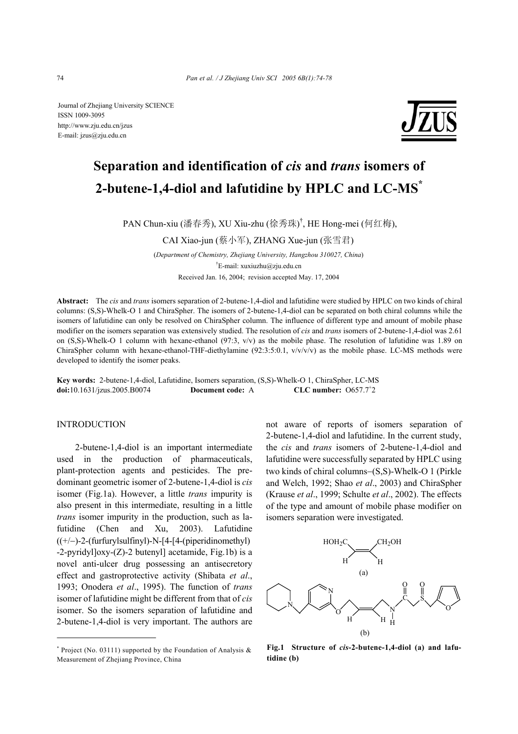Journal of Zhejiang University SCIENCE
ISSN 1009-3095
http://www.zju.edu.cn/jzus
E-mail: jzus@zju.edu.cn

# Separation and identification of *cis* and *trans* isomers of 2-butene-1,4-diol and lafutidine by HPLC and LC-MS*

PAN Chun-xiu (潘春秀), XU Xiu-zhu (徐秀珠)†, HE Hong-mei (何红梅), CAI Xiao-jun (蔡小军), ZHANG Xue-jun (张雪君)

(*Department of Chemistry, Zhejiang University, Hangzhou 310027, China*)

†E-mail: xuxiuzhu@zju.edu.cn

Received Jan. 16, 2004; revision accepted May. 17, 2004

**Abstract:** The *cis* and *trans* isomers separation of 2-butene-1,4-diol and lafutidine were studied by HPLC on two kinds of chiral columns: (S,S)-Whelk-O 1 and ChiraSpher. The isomers of 2-butene-1,4-diol can be separated on both chiral columns while the isomers of lafutidine can only be resolved on ChiraSpher column. The influence of different type and amount of mobile phase modifier on the isomers separation was extensively studied. The resolution of *cis* and *trans* isomers of 2-butene-1,4-diol was 2.61 on (S,S)-Whelk-O 1 column with hexane-ethanol (97:3, v/v) as the mobile phase. The resolution of lafutidine was 1.89 on ChiraSpher column with hexane-ethanol-THF-diethylamine (92:3:5:0.1, v/v/v/v) as the mobile phase. LC-MS methods were developed to identify the isomer peaks.

**Key words:** 2-butene-1,4-diol, Lafutidine, Isomers separation, (S,S)-Whelk-O 1, ChiraSpher, LC-MS

**doi:**10.1631/jzus.2005.B0074 **Document code:** A **CLC number:** O657.7+2

## INTRODUCTION

2-butene-1,4-diol is an important intermediate used in the production of pharmaceuticals, plant-protection agents and pesticides. The predominant geometric isomer of 2-butene-1,4-diol is *cis* isomer (Fig.1a). However, a little *trans* impurity is also present in this intermediate, resulting in a little *trans* isomer impurity in the production, such as lafutidine (Chen and Xu, 2003). Lafutidine ((+/−)-2-(furfurylsulfinyl)-N-[4-[4-(piperidinomethyl)-2-pyridyl]oxy-(Z)-2 butenyl] acetamide, Fig.1b) is a novel anti-ulcer drug possessing an antisecretory effect and gastroprotective activity (Shibata *et al*., 1993; Onodera *et al*., 1995). The function of *trans* isomer of lafutidine might be different from that of *cis* isomer. So the isomers separation of lafutidine and 2-butene-1,4-diol is very important. The authors are not aware of reports of isomers separation of 2-butene-1,4-diol and lafutidine. In the current study, the *cis* and *trans* isomers of 2-butene-1,4-diol and lafutidine were successfully separated by HPLC using two kinds of chiral columns−(S,S)-Whelk-O 1 (Pirkle and Welch, 1992; Shao *et al*., 2003) and ChiraSpher (Krause *et al*., 1999; Schulte *et al*., 2002). The effects of the type and amount of mobile phase modifier on isomers separation were investigated.

**Fig.1 Structure of *cis*-2-butene-1,4-diol (a) and lafutidine (b)**

\* Project (No. 03111) supported by the Foundation of Analysis & Measurement of Zhejiang Province, China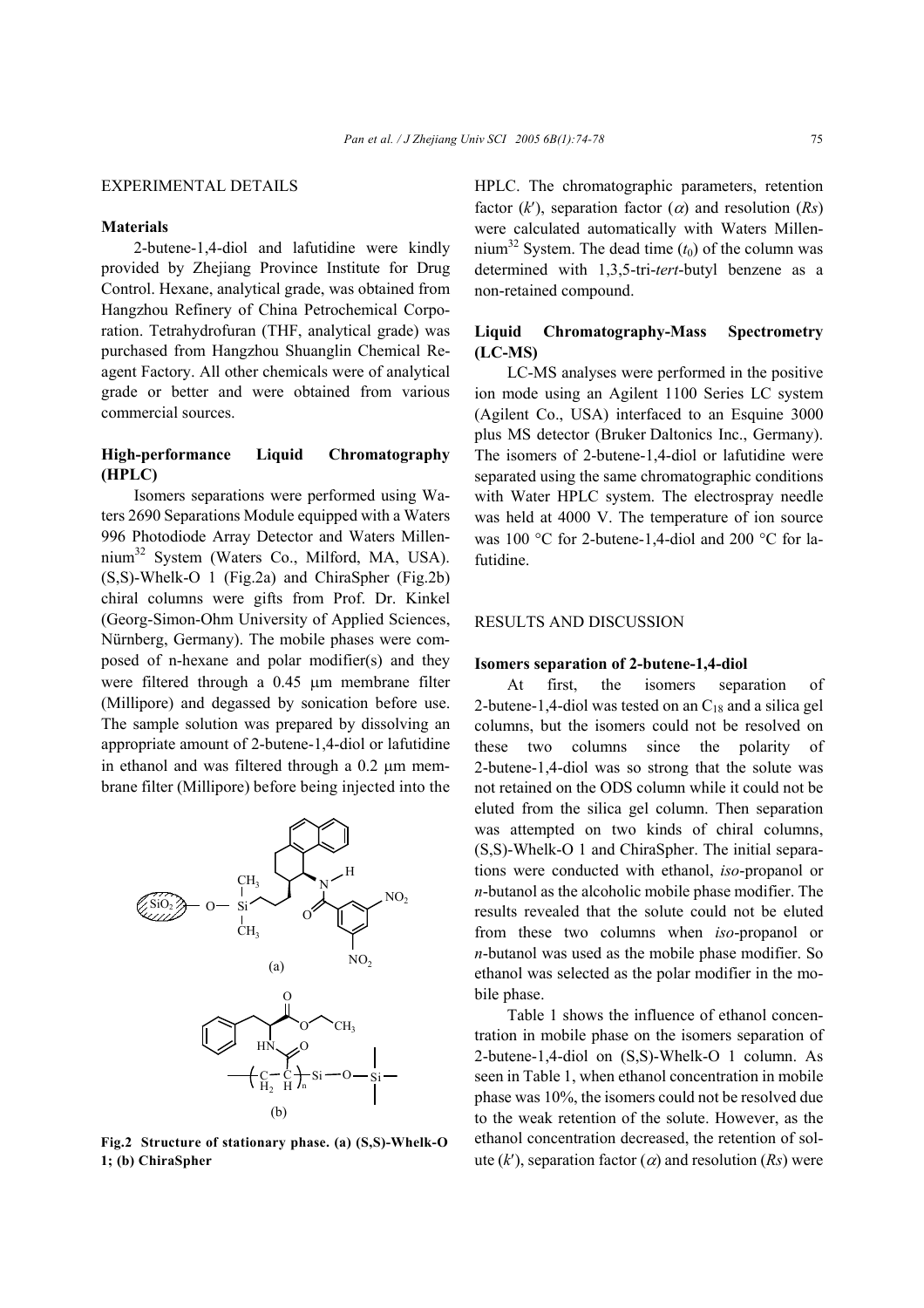## EXPERIMENTAL DETAILS

### Materials

2-butene-1,4-diol and lafutidine were kindly provided by Zhejiang Province Institute for Drug Control. Hexane, analytical grade, was obtained from Hangzhou Refinery of China Petrochemical Corporation. Tetrahydrofuran (THF, analytical grade) was purchased from Hangzhou Shuanglin Chemical Reagent Factory. All other chemicals were of analytical grade or better and were obtained from various commercial sources.

### High-performance Liquid Chromatography (HPLC)

Isomers separations were performed using Waters 2690 Separations Module equipped with a Waters 996 Photodiode Array Detector and Waters Millennium[32] System (Waters Co., Milford, MA, USA). (S,S)-Whelk-O 1 (Fig.2a) and ChiraSpher (Fig.2b) chiral columns were gifts from Prof. Dr. Kinkel (Georg-Simon-Ohm University of Applied Sciences, Nürnberg, Germany). The mobile phases were composed of n-hexane and polar modifier(s) and they were filtered through a 0.45 μm membrane filter (Millipore) and degassed by sonication before use. The sample solution was prepared by dissolving an appropriate amount of 2-butene-1,4-diol or lafutidine in ethanol and was filtered through a 0.2 μm membrane filter (Millipore) before being injected into the HPLC. The chromatographic parameters, retention factor ($k'$), separation factor ($\alpha$) and resolution ($Rs$) were calculated automatically with Waters Millennium[32] System. The dead time ($t_0$) of the column was determined with 1,3,5-tri-*tert*-butyl benzene as a non-retained compound.

**Fig.2 Structure of stationary phase. (a) (S,S)-Whelk-O 1; (b) ChiraSpher**

### Liquid Chromatography-Mass Spectrometry (LC-MS)

LC-MS analyses were performed in the positive ion mode using an Agilent 1100 Series LC system (Agilent Co., USA) interfaced to an Esquine 3000 plus MS detector (Bruker Daltonics Inc., Germany). The isomers of 2-butene-1,4-diol or lafutidine were separated using the same chromatographic conditions with Water HPLC system. The electrospray needle was held at 4000 V. The temperature of ion source was 100 °C for 2-butene-1,4-diol and 200 °C for lafutidine.

## RESULTS AND DISCUSSION

### Isomers separation of 2-butene-1,4-diol

At first, the isomers separation of 2-butene-1,4-diol was tested on an $C_{18}$ and a silica gel columns, but the isomers could not be resolved on these two columns since the polarity of 2-butene-1,4-diol was so strong that the solute was not retained on the ODS column while it could not be eluted from the silica gel column. Then separation was attempted on two kinds of chiral columns, (S,S)-Whelk-O 1 and ChiraSpher. The initial separations were conducted with ethanol, *iso*-propanol or *n*-butanol as the alcoholic mobile phase modifier. The results revealed that the solute could not be eluted from these two columns when *iso*-propanol or *n*-butanol was used as the mobile phase modifier. So ethanol was selected as the polar modifier in the mobile phase.

Table 1 shows the influence of ethanol concentration in mobile phase on the isomers separation of 2-butene-1,4-diol on (S,S)-Whelk-O 1 column. As seen in Table 1, when ethanol concentration in mobile phase was 10%, the isomers could not be resolved due to the weak retention of the solute. However, as the ethanol concentration decreased, the retention of solute ($k'$), separation factor ($\alpha$) and resolution ($Rs$) were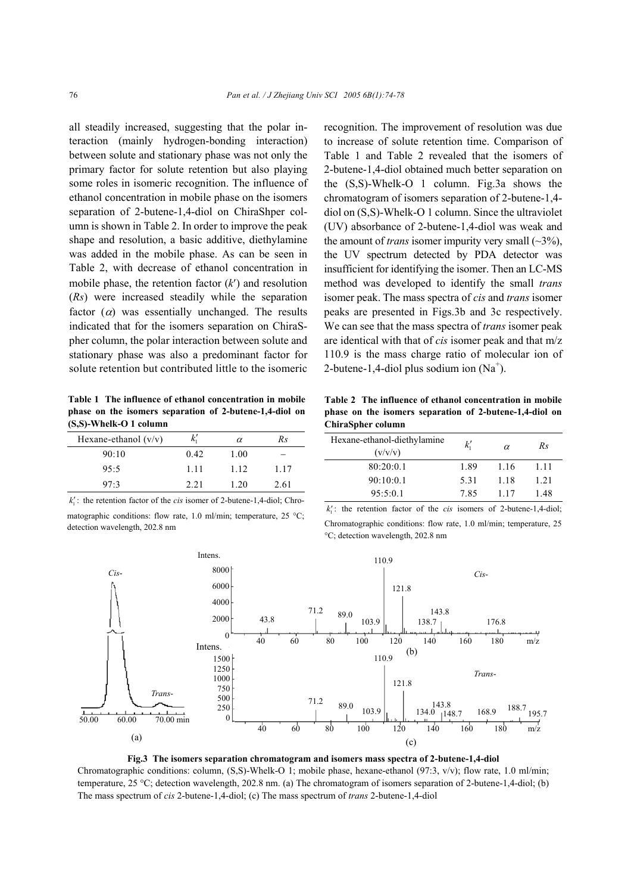all steadily increased, suggesting that the polar interaction (mainly hydrogen-bonding interaction) between solute and stationary phase was not only the primary factor for solute retention but also playing some roles in isomeric recognition. The influence of ethanol concentration in mobile phase on the isomers separation of 2-butene-1,4-diol on ChiraShper column is shown in Table 2. In order to improve the peak shape and resolution, a basic additive, diethylamine was added in the mobile phase. As can be seen in Table 2, with decrease of ethanol concentration in mobile phase, the retention factor ($k'$) and resolution ($Rs$) were increased steadily while the separation factor ($\alpha$) was essentially unchanged. The results indicated that for the isomers separation on ChiraSpher column, the polar interaction between solute and stationary phase was also a predominant factor for solute retention but contributed little to the isomeric recognition. The improvement of resolution was due to increase of solute retention time. Comparison of Table 1 and Table 2 revealed that the isomers of 2-butene-1,4-diol obtained much better separation on the (S,S)-Whelk-O 1 column. Fig.3a shows the chromatogram of isomers separation of 2-butene-1,4-diol on (S,S)-Whelk-O 1 column. Since the ultraviolet (UV) absorbance of 2-butene-1,4-diol was weak and the amount of *trans* isomer impurity very small (~3%), the UV spectrum detected by PDA detector was insufficient for identifying the isomer. Then an LC-MS method was developed to identify the small *trans* isomer peak. The mass spectra of *cis* and *trans* isomer peaks are presented in Figs.3b and 3c respectively. We can see that the mass spectra of *trans* isomer peak are identical with that of *cis* isomer peak and that m/z 110.9 is the mass charge ratio of molecular ion of 2-butene-1,4-diol plus sodium ion ($Na^+$).

**Table 1 The influence of ethanol concentration in mobile phase on the isomers separation of 2-butene-1,4-diol on (S,S)-Whelk-O 1 column**

| Hexane-ethanol (v/v) | $k_1'$ | $\alpha$ | $Rs$ |
|---|---|---|---|
| 90:10 | 0.42 | 1.00 | – |
| 95:5 | 1.11 | 1.12 | 1.17 |
| 97:3 | 2.21 | 1.20 | 2.61 |

$k_1'$: the retention factor of the *cis* isomer of 2-butene-1,4-diol; Chromatographic conditions: flow rate, 1.0 ml/min; temperature, 25 °C; detection wavelength, 202.8 nm

**Table 2 The influence of ethanol concentration in mobile phase on the isomers separation of 2-butene-1,4-diol on ChiraSpher column**

| Hexane-ethanol-diethylamine (v/v/v) | $k_1'$ | $\alpha$ | $Rs$ |
|---|---|---|---|
| 80:20:0.1 | 1.89 | 1.16 | 1.11 |
| 90:10:0.1 | 5.31 | 1.18 | 1.21 |
| 95:5:0.1 | 7.85 | 1.17 | 1.48 |

$k_1'$: the retention factor of the *cis* isomers of 2-butene-1,4-diol; Chromatographic conditions: flow rate, 1.0 ml/min; temperature, 25 °C; detection wavelength, 202.8 nm

**Fig.3 The isomers separation chromatogram and isomers mass spectra of 2-butene-1,4-diol**

Chromatographic conditions: column, (S,S)-Whelk-O 1; mobile phase, hexane-ethanol (97:3, v/v); flow rate, 1.0 ml/min; temperature, 25 °C; detection wavelength, 202.8 nm. (a) The chromatogram of isomers separation of 2-butene-1,4-diol; (b) The mass spectrum of *cis* 2-butene-1,4-diol; (c) The mass spectrum of *trans* 2-butene-1,4-diol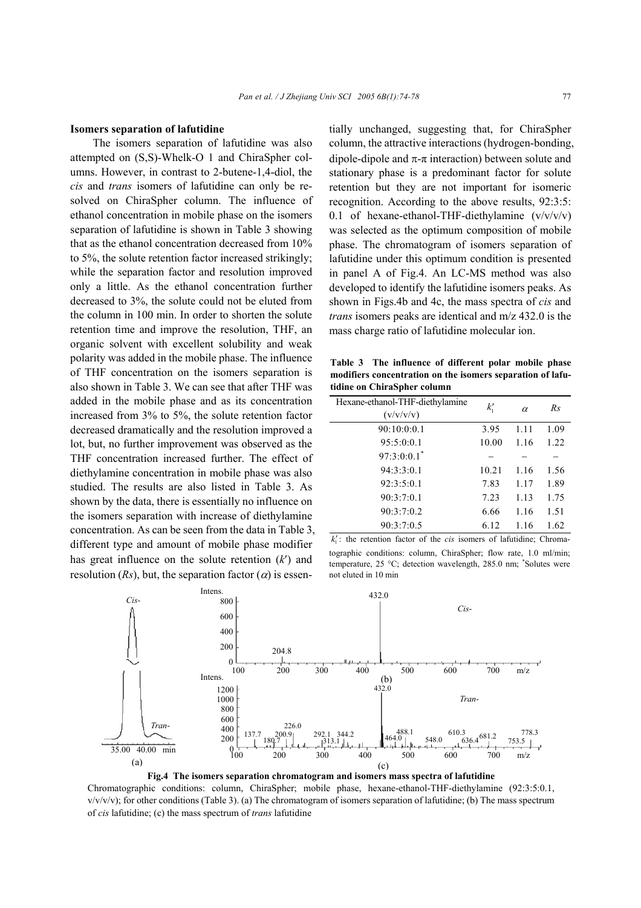### Isomers separation of lafutidine

The isomers separation of lafutidine was also attempted on (S,S)-Whelk-O 1 and ChiraSpher columns. However, in contrast to 2-butene-1,4-diol, the *cis* and *trans* isomers of lafutidine can only be resolved on ChiraSpher column. The influence of ethanol concentration in mobile phase on the isomers separation of lafutidine is shown in Table 3 showing that as the ethanol concentration decreased from 10% to 5%, the solute retention factor increased strikingly; while the separation factor and resolution improved only a little. As the ethanol concentration further decreased to 3%, the solute could not be eluted from the column in 100 min. In order to shorten the solute retention time and improve the resolution, THF, an organic solvent with excellent solubility and weak polarity was added in the mobile phase. The influence of THF concentration on the isomers separation is also shown in Table 3. We can see that after THF was added in the mobile phase and as its concentration increased from 3% to 5%, the solute retention factor decreased dramatically and the resolution improved a lot, but, no further improvement was observed as the THF concentration increased further. The effect of diethylamine concentration in mobile phase was also studied. The results are also listed in Table 3. As shown by the data, there is essentially no influence on the isomers separation with increase of diethylamine concentration. As can be seen from the data in Table 3, different type and amount of mobile phase modifier has great influence on the solute retention ($k'$) and resolution ($Rs$), but, the separation factor ($\alpha$) is essentially unchanged, suggesting that, for ChiraSpher column, the attractive interactions (hydrogen-bonding, dipole-dipole and $\pi$-$\pi$ interaction) between solute and stationary phase is a predominant factor for solute retention but they are not important for isomeric recognition. According to the above results, 92:3:5:0.1 of hexane-ethanol-THF-diethylamine (v/v/v/v) was selected as the optimum composition of mobile phase. The chromatogram of isomers separation of lafutidine under this optimum condition is presented in panel A of Fig.4. An LC-MS method was also developed to identify the lafutidine isomers peaks. As shown in Figs.4b and 4c, the mass spectra of *cis* and *trans* isomers peaks are identical and m/z 432.0 is the mass charge ratio of lafutidine molecular ion.

**Table 3 The influence of different polar mobile phase modifiers concentration on the isomers separation of lafutidine on ChiraSpher column**

| Hexane-ethanol-THF-diethylamine (v/v/v/v) | $k'_1$ | $\alpha$ | $Rs$ |
|---|---|---|---|
| 90:10:0:0.1 | 3.95 | 1.11 | 1.09 |
| 95:5:0:0.1 | 10.00 | 1.16 | 1.22 |
| 97:3:0:0.1* | – | – | – |
| 94:3:3:0.1 | 10.21 | 1.16 | 1.56 |
| 92:3:5:0.1 | 7.83 | 1.17 | 1.89 |
| 90:3:7:0.1 | 7.23 | 1.13 | 1.75 |
| 90:3:7:0.2 | 6.66 | 1.16 | 1.51 |
| 90:3:7:0.5 | 6.12 | 1.16 | 1.62 |

$k'_1$: the retention factor of the *cis* isomers of lafutidine; Chromatographic conditions: column, ChiraSpher; flow rate, 1.0 ml/min; temperature, 25 °C; detection wavelength, 285.0 nm; *Solutes were not eluted in 10 min

**Fig.4 The isomers separation chromatogram and isomers mass spectra of lafutidine**

Chromatographic conditions: column, ChiraSpher; mobile phase, hexane-ethanol-THF-diethylamine (92:3:5:0.1, v/v/v/v); for other conditions (Table 3). (a) The chromatogram of isomers separation of lafutidine; (b) The mass spectrum of *cis* lafutidine; (c) the mass spectrum of *trans* lafutidine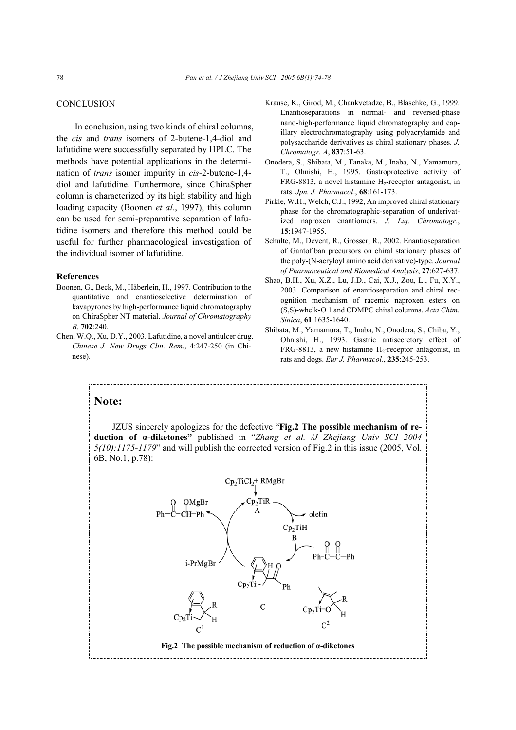## CONCLUSION

In conclusion, using two kinds of chiral columns, the *cis* and *trans* isomers of 2-butene-1,4-diol and lafutidine were successfully separated by HPLC. The methods have potential applications in the determination of *trans* isomer impurity in *cis*-2-butene-1,4-diol and lafutidine. Furthermore, since ChiraSpher column is characterized by its high stability and high loading capacity (Boonen *et al*., 1997), this column can be used for semi-preparative separation of lafutidine isomers and therefore this method could be useful for further pharmacological investigation of the individual isomer of lafutidine.

### References

Boonen, G., Beck, M., Häberlein, H., 1997. Contribution to the quantitative and enantioselective determination of kavapyrones by high-performance liquid chromatography on ChiraSpher NT material. *Journal of Chromatography B*, **702**:240.

Chen, W.Q., Xu, D.Y., 2003. Lafutidine, a novel antiulcer drug. *Chinese J. New Drugs Clin. Rem*., **4**:247-250 (in Chinese).

Krause, K., Girod, M., Chankvetadze, B., Blaschke, G., 1999. Enantioseparations in normal- and reversed-phase nano-high-performance liquid chromatography and capillary electrochromatography using polyacrylamide and polysaccharide derivatives as chiral stationary phases. *J. Chromatogr. A*, **837**:51-63.

Onodera, S., Shibata, M., Tanaka, M., Inaba, N., Yamamura, T., Ohnishi, H., 1995. Gastroprotective activity of FRG-8813, a novel histamine $H_2$-receptor antagonist, in rats. *Jpn. J. Pharmacol*., **68**:161-173.

Pirkle, W.H., Welch, C.J., 1992, An improved chiral stationary phase for the chromatographic-separation of underivatized naproxen enantiomers. *J. Liq. Chromatogr*., **15**:1947-1955.

Schulte, M., Devent, R., Grosser, R., 2002. Enantioseparation of Gantofiban precursors on chiral stationary phases of the poly-(N-acryloyl amino acid derivative)-type. *Journal of Pharmaceutical and Biomedical Analysis*, **27**:627-637.

Shao, B.H., Xu, X.Z., Lu, J.D., Cai, X.J., Zou, L., Fu, X.Y., 2003. Comparison of enantioseparation and chiral recognition mechanism of racemic naproxen esters on (S,S)-whelk-O 1 and CDMPC chiral columns. *Acta Chim. Sinica*, **61**:1635-1640.

Shibata, M., Yamamura, T., Inaba, N., Onodera, S., Chiba, Y., Ohnishi, H., 1993. Gastric antisecretory effect of FRG-8813, a new histamine $H_2$-receptor antagonist, in rats and dogs. *Eur J. Pharmacol*., **235**:245-253.

## Note:

JZUS sincerely apologizes for the defective "**Fig.2 The possible mechanism of reduction of α-diketones**" published in "*Zhang et al. /J Zhejiang Univ SCI 2004 5(10):1175-1179*" and will publish the corrected version of Fig.2 in this issue (2005, Vol. 6B, No.1, p.78):

$Cp_2TiCl_2$ + RMgBr

$Cp_2TiR$

A

olefin

$Cp_2TiH$

B

Ph−C(=O)−C(=O)−Ph

Ph−C(=O)−CH(OMgBr)−Ph

i-PrMgBr

$Cp_2Ti$

H O

Ph

C

R

H

$C^1$

$Cp_2Ti-O$

R

H

$C^2$

**Fig.2 The possible mechanism of reduction of α-diketones**